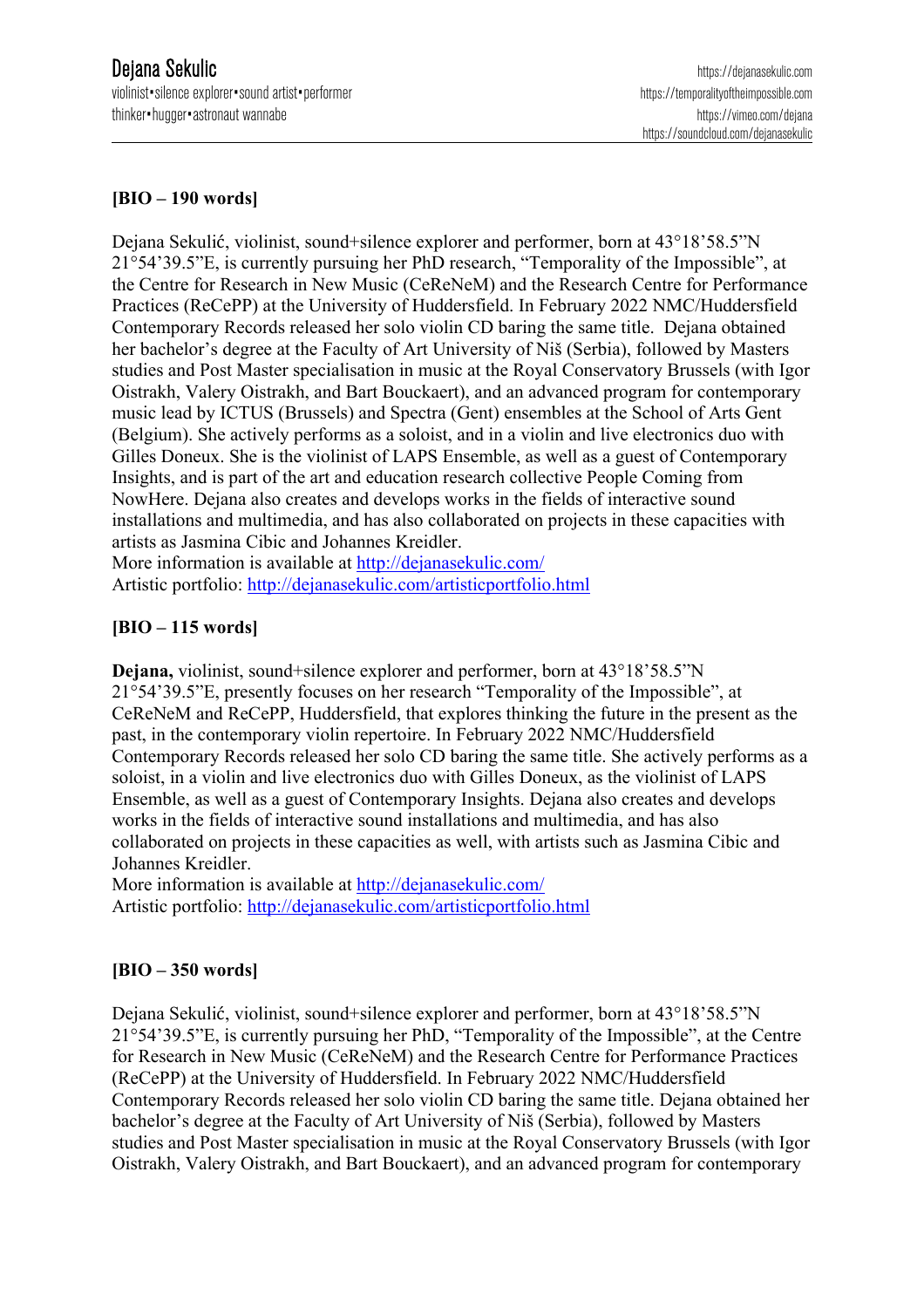# Dejana Sekulic

violinist•silence explorer•sound artist•performer
thinker•hugger•astronaut wannabe

https://dejanasekulic.com
https://temporalityoftheimpossible.com
https://vimeo.com/dejana
https://soundcloud.com/dejanasekulic

**[BIO – 190 words]**

Dejana Sekulić, violinist, sound+silence explorer and performer, born at 43°18'58.5"N 21°54'39.5"E, is currently pursuing her PhD research, "Temporality of the Impossible", at the Centre for Research in New Music (CeReNeM) and the Research Centre for Performance Practices (ReCePP) at the University of Huddersfield. In February 2022 NMC/Huddersfield Contemporary Records released her solo violin CD baring the same title. Dejana obtained her bachelor's degree at the Faculty of Art University of Niš (Serbia), followed by Masters studies and Post Master specialisation in music at the Royal Conservatory Brussels (with Igor Oistrakh, Valery Oistrakh, and Bart Bouckaert), and an advanced program for contemporary music lead by ICTUS (Brussels) and Spectra (Gent) ensembles at the School of Arts Gent (Belgium). She actively performs as a soloist, and in a violin and live electronics duo with Gilles Doneux. She is the violinist of LAPS Ensemble, as well as a guest of Contemporary Insights, and is part of the art and education research collective People Coming from NowHere. Dejana also creates and develops works in the fields of interactive sound installations and multimedia, and has also collaborated on projects in these capacities with artists as Jasmina Cibic and Johannes Kreidler.
More information is available at http://dejanasekulic.com/
Artistic portfolio: http://dejanasekulic.com/artisticportfolio.html

**[BIO – 115 words]**

**Dejana,** violinist, sound+silence explorer and performer, born at 43°18'58.5"N 21°54'39.5"E, presently focuses on her research "Temporality of the Impossible", at CeReNeM and ReCePP, Huddersfield, that explores thinking the future in the present as the past, in the contemporary violin repertoire. In February 2022 NMC/Huddersfield Contemporary Records released her solo CD baring the same title. She actively performs as a soloist, in a violin and live electronics duo with Gilles Doneux, as the violinist of LAPS Ensemble, as well as a guest of Contemporary Insights. Dejana also creates and develops works in the fields of interactive sound installations and multimedia, and has also collaborated on projects in these capacities as well, with artists such as Jasmina Cibic and Johannes Kreidler.
More information is available at http://dejanasekulic.com/
Artistic portfolio: http://dejanasekulic.com/artisticportfolio.html

**[BIO – 350 words]**

Dejana Sekulić, violinist, sound+silence explorer and performer, born at 43°18'58.5"N 21°54'39.5"E, is currently pursuing her PhD, "Temporality of the Impossible", at the Centre for Research in New Music (CeReNeM) and the Research Centre for Performance Practices (ReCePP) at the University of Huddersfield. In February 2022 NMC/Huddersfield Contemporary Records released her solo violin CD baring the same title. Dejana obtained her bachelor's degree at the Faculty of Art University of Niš (Serbia), followed by Masters studies and Post Master specialisation in music at the Royal Conservatory Brussels (with Igor Oistrakh, Valery Oistrakh, and Bart Bouckaert), and an advanced program for contemporary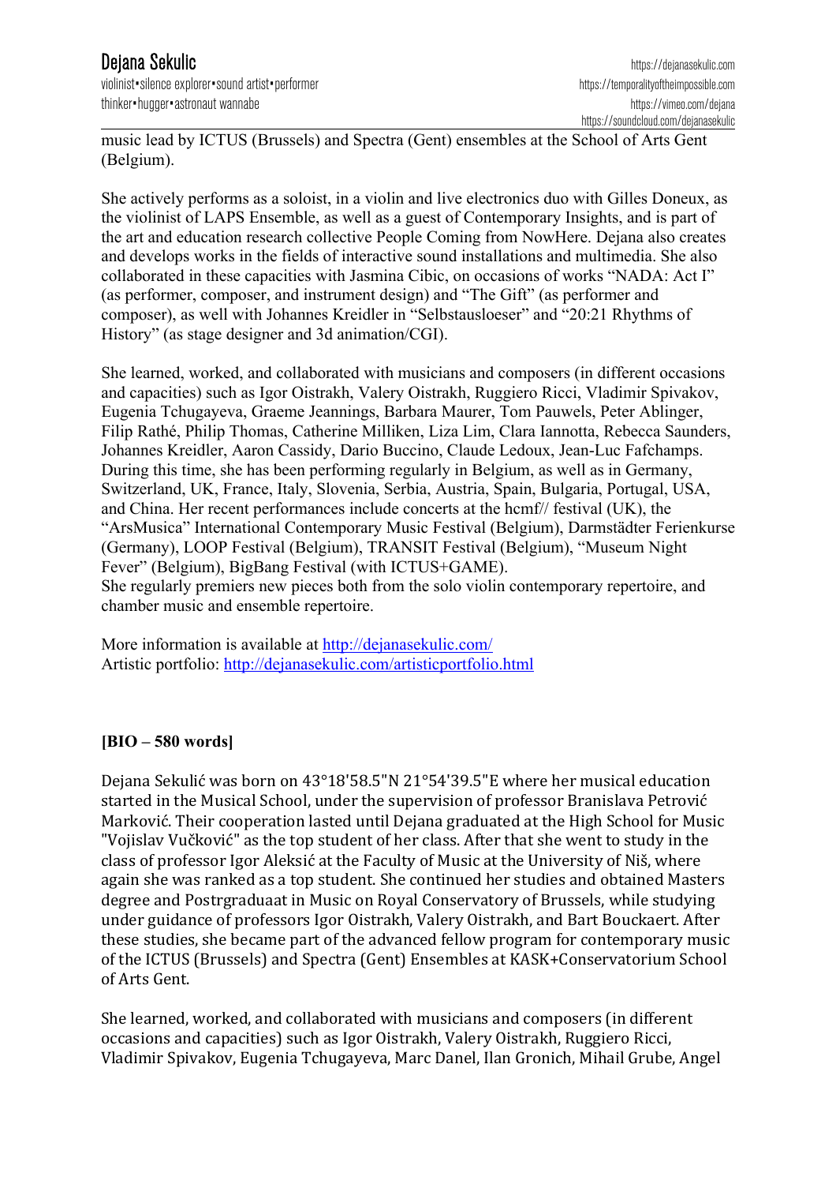music lead by ICTUS (Brussels) and Spectra (Gent) ensembles at the School of Arts Gent (Belgium).

She actively performs as a soloist, in a violin and live electronics duo with Gilles Doneux, as the violinist of LAPS Ensemble, as well as a guest of Contemporary Insights, and is part of the art and education research collective People Coming from NowHere. Dejana also creates and develops works in the fields of interactive sound installations and multimedia. She also collaborated in these capacities with Jasmina Cibic, on occasions of works "NADA: Act I" (as performer, composer, and instrument design) and "The Gift" (as performer and composer), as well with Johannes Kreidler in "Selbstausloeser" and "20:21 Rhythms of History" (as stage designer and 3d animation/CGI).

She learned, worked, and collaborated with musicians and composers (in different occasions and capacities) such as Igor Oistrakh, Valery Oistrakh, Ruggiero Ricci, Vladimir Spivakov, Eugenia Tchugayeva, Graeme Jeannings, Barbara Maurer, Tom Pauwels, Peter Ablinger, Filip Rathé, Philip Thomas, Catherine Milliken, Liza Lim, Clara Iannotta, Rebecca Saunders, Johannes Kreidler, Aaron Cassidy, Dario Buccino, Claude Ledoux, Jean-Luc Fafchamps. During this time, she has been performing regularly in Belgium, as well as in Germany, Switzerland, UK, France, Italy, Slovenia, Serbia, Austria, Spain, Bulgaria, Portugal, USA, and China. Her recent performances include concerts at the hcmf// festival (UK), the "ArsMusica" International Contemporary Music Festival (Belgium), Darmstädter Ferienkurse (Germany), LOOP Festival (Belgium), TRANSIT Festival (Belgium), "Museum Night Fever" (Belgium), BigBang Festival (with ICTUS+GAME).
She regularly premiers new pieces both from the solo violin contemporary repertoire, and chamber music and ensemble repertoire.

More information is available at http://dejanasekulic.com/
Artistic portfolio: http://dejanasekulic.com/artisticportfolio.html

**[BIO – 580 words]**

Dejana Sekulić was born on 43°18'58.5"N 21°54'39.5"E where her musical education started in the Musical School, under the supervision of professor Branislava Petrović Marković. Their cooperation lasted until Dejana graduated at the High School for Music "Vojislav Vučković" as the top student of her class. After that she went to study in the class of professor Igor Aleksić at the Faculty of Music at the University of Niš, where again she was ranked as a top student. She continued her studies and obtained Masters degree and Postrgraduaat in Music on Royal Conservatory of Brussels, while studying under guidance of professors Igor Oistrakh, Valery Oistrakh, and Bart Bouckaert. After these studies, she became part of the advanced fellow program for contemporary music of the ICTUS (Brussels) and Spectra (Gent) Ensembles at KASK+Conservatorium School of Arts Gent.

She learned, worked, and collaborated with musicians and composers (in different occasions and capacities) such as Igor Oistrakh, Valery Oistrakh, Ruggiero Ricci, Vladimir Spivakov, Eugenia Tchugayeva, Marc Danel, Ilan Gronich, Mihail Grube, Angel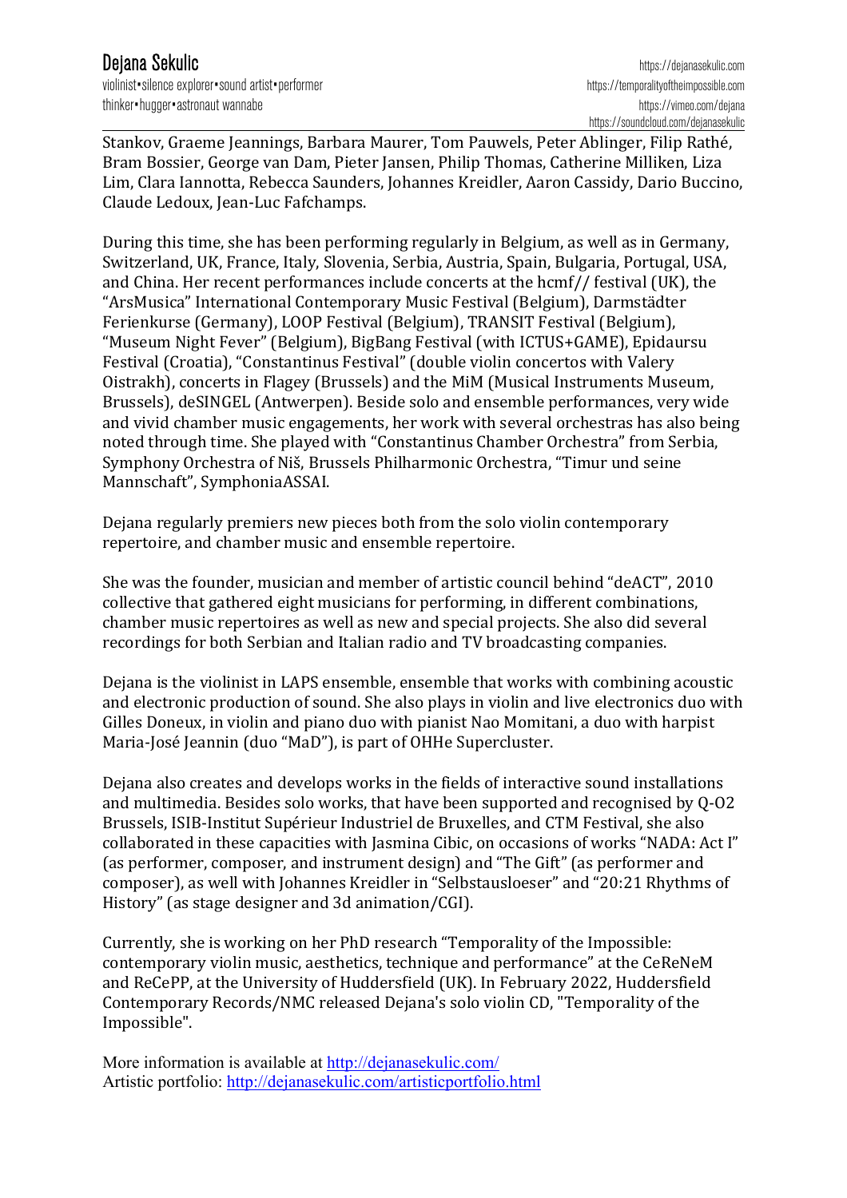Stankov, Graeme Jeannings, Barbara Maurer, Tom Pauwels, Peter Ablinger, Filip Rathé, Bram Bossier, George van Dam, Pieter Jansen, Philip Thomas, Catherine Milliken, Liza Lim, Clara Iannotta, Rebecca Saunders, Johannes Kreidler, Aaron Cassidy, Dario Buccino, Claude Ledoux, Jean-Luc Fafchamps.

During this time, she has been performing regularly in Belgium, as well as in Germany, Switzerland, UK, France, Italy, Slovenia, Serbia, Austria, Spain, Bulgaria, Portugal, USA, and China. Her recent performances include concerts at the hcmf// festival (UK), the "ArsMusica" International Contemporary Music Festival (Belgium), Darmstädter Ferienkurse (Germany), LOOP Festival (Belgium), TRANSIT Festival (Belgium), "Museum Night Fever" (Belgium), BigBang Festival (with ICTUS+GAME), Epidaursu Festival (Croatia), "Constantinus Festival" (double violin concertos with Valery Oistrakh), concerts in Flagey (Brussels) and the MiM (Musical Instruments Museum, Brussels), deSINGEL (Antwerpen). Beside solo and ensemble performances, very wide and vivid chamber music engagements, her work with several orchestras has also being noted through time. She played with "Constantinus Chamber Orchestra" from Serbia, Symphony Orchestra of Niš, Brussels Philharmonic Orchestra, "Timur und seine Mannschaft", SymphoniaASSAI.

Dejana regularly premiers new pieces both from the solo violin contemporary repertoire, and chamber music and ensemble repertoire.

She was the founder, musician and member of artistic council behind "deACT", 2010 collective that gathered eight musicians for performing, in different combinations, chamber music repertoires as well as new and special projects. She also did several recordings for both Serbian and Italian radio and TV broadcasting companies.

Dejana is the violinist in LAPS ensemble, ensemble that works with combining acoustic and electronic production of sound. She also plays in violin and live electronics duo with Gilles Doneux, in violin and piano duo with pianist Nao Momitani, a duo with harpist Maria-José Jeannin (duo "MaD"), is part of OHHe Supercluster.

Dejana also creates and develops works in the fields of interactive sound installations and multimedia. Besides solo works, that have been supported and recognised by Q-O2 Brussels, ISIB-Institut Supérieur Industriel de Bruxelles, and CTM Festival, she also collaborated in these capacities with Jasmina Cibic, on occasions of works "NADA: Act I" (as performer, composer, and instrument design) and "The Gift" (as performer and composer), as well with Johannes Kreidler in "Selbstausloeser" and "20:21 Rhythms of History" (as stage designer and 3d animation/CGI).

Currently, she is working on her PhD research "Temporality of the Impossible: contemporary violin music, aesthetics, technique and performance" at the CeReNeM and ReCePP, at the University of Huddersfield (UK). In February 2022, Huddersfield Contemporary Records/NMC released Dejana's solo violin CD, "Temporality of the Impossible".

More information is available at http://dejanasekulic.com/
Artistic portfolio: http://dejanasekulic.com/artisticportfolio.html